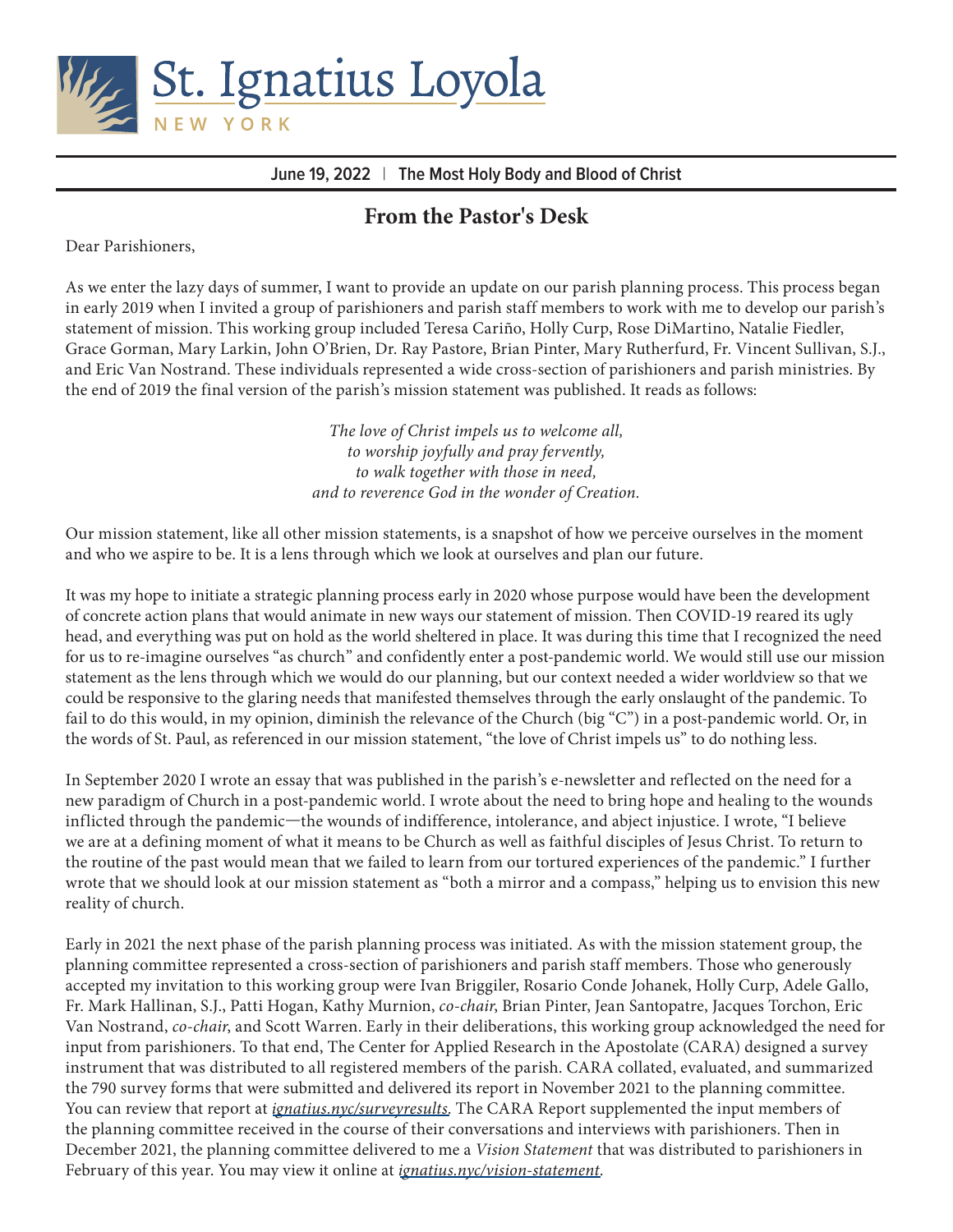# St. Ignatius Loyola

NEW YORK

**June 19, 2022 | The Most Holy Body and Blood of Christ**

## From the Pastor's Desk

Dear Parishioners,

As we enter the lazy days of summer, I want to provide an update on our parish planning process. This process began in early 2019 when I invited a group of parishioners and parish staff members to work with me to develop our parish's statement of mission. This working group included Teresa Cariño, Holly Curp, Rose DiMartino, Natalie Fiedler, Grace Gorman, Mary Larkin, John O'Brien, Dr. Ray Pastore, Brian Pinter, Mary Rutherfurd, Fr. Vincent Sullivan, S.J., and Eric Van Nostrand. These individuals represented a wide cross-section of parishioners and parish ministries. By the end of 2019 the final version of the parish's mission statement was published. It reads as follows:

*The love of Christ impels us to welcome all,*
*to worship joyfully and pray fervently,*
*to walk together with those in need,*
*and to reverence God in the wonder of Creation.*

Our mission statement, like all other mission statements, is a snapshot of how we perceive ourselves in the moment and who we aspire to be. It is a lens through which we look at ourselves and plan our future.

It was my hope to initiate a strategic planning process early in 2020 whose purpose would have been the development of concrete action plans that would animate in new ways our statement of mission. Then COVID-19 reared its ugly head, and everything was put on hold as the world sheltered in place. It was during this time that I recognized the need for us to re-imagine ourselves "as church" and confidently enter a post-pandemic world. We would still use our mission statement as the lens through which we would do our planning, but our context needed a wider worldview so that we could be responsive to the glaring needs that manifested themselves through the early onslaught of the pandemic. To fail to do this would, in my opinion, diminish the relevance of the Church (big "C") in a post-pandemic world. Or, in the words of St. Paul, as referenced in our mission statement, "the love of Christ impels us" to do nothing less.

In September 2020 I wrote an essay that was published in the parish's e-newsletter and reflected on the need for a new paradigm of Church in a post-pandemic world. I wrote about the need to bring hope and healing to the wounds inflicted through the pandemic—the wounds of indifference, intolerance, and abject injustice. I wrote, "I believe we are at a defining moment of what it means to be Church as well as faithful disciples of Jesus Christ. To return to the routine of the past would mean that we failed to learn from our tortured experiences of the pandemic." I further wrote that we should look at our mission statement as "both a mirror and a compass," helping us to envision this new reality of church.

Early in 2021 the next phase of the parish planning process was initiated. As with the mission statement group, the planning committee represented a cross-section of parishioners and parish staff members. Those who generously accepted my invitation to this working group were Ivan Briggiler, Rosario Conde Johanek, Holly Curp, Adele Gallo, Fr. Mark Hallinan, S.J., Patti Hogan, Kathy Murnion, *co-chair*, Brian Pinter, Jean Santopatre, Jacques Torchon, Eric Van Nostrand, *co-chair*, and Scott Warren. Early in their deliberations, this working group acknowledged the need for input from parishioners. To that end, The Center for Applied Research in the Apostolate (CARA) designed a survey instrument that was distributed to all registered members of the parish. CARA collated, evaluated, and summarized the 790 survey forms that were submitted and delivered its report in November 2021 to the planning committee. You can review that report at *ignatius.nyc/surveyresults.* The CARA Report supplemented the input members of the planning committee received in the course of their conversations and interviews with parishioners. Then in December 2021, the planning committee delivered to me a *Vision Statement* that was distributed to parishioners in February of this year. You may view it online at *ignatius.nyc/vision-statement.*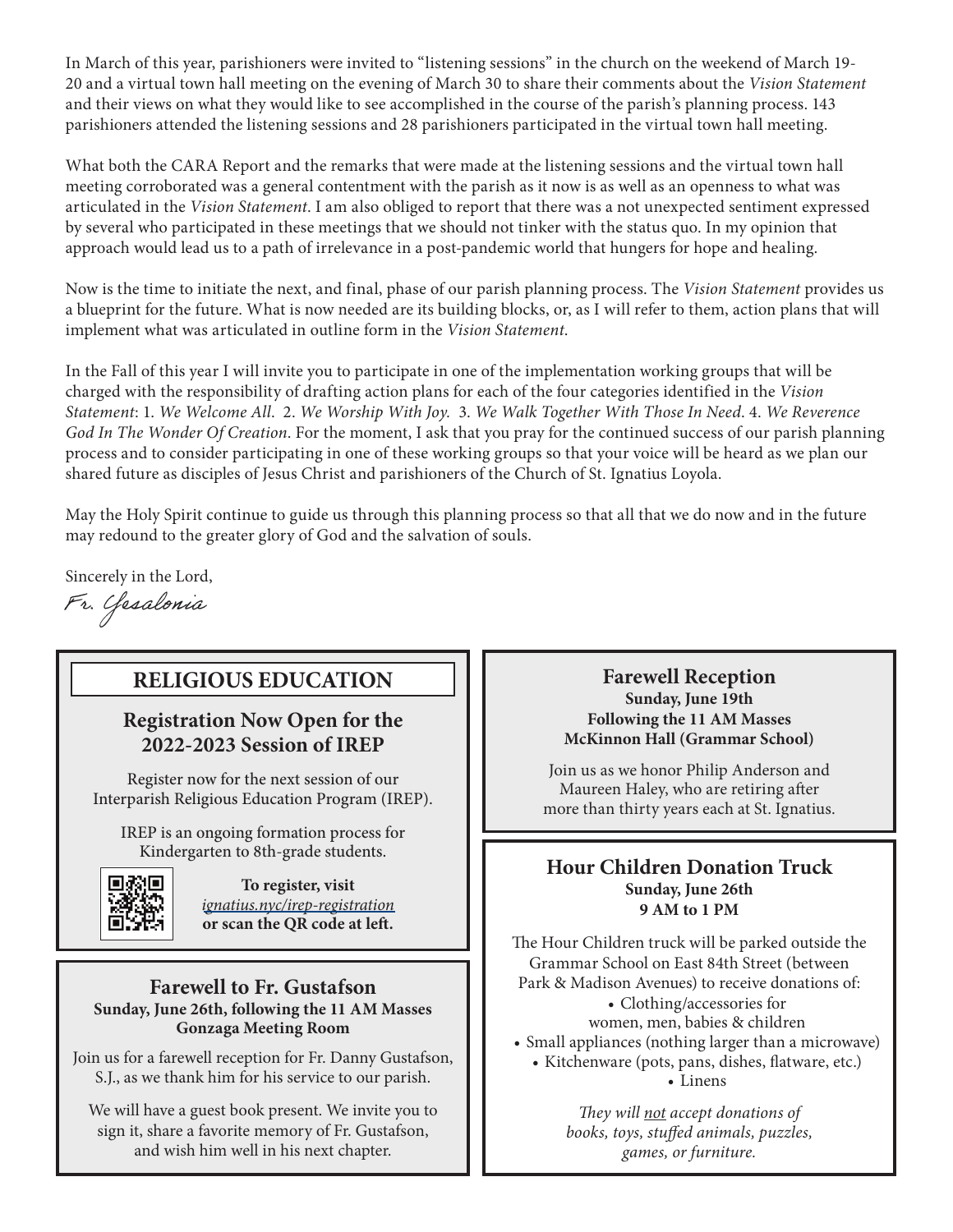In March of this year, parishioners were invited to "listening sessions" in the church on the weekend of March 19-20 and a virtual town hall meeting on the evening of March 30 to share their comments about the *Vision Statement* and their views on what they would like to see accomplished in the course of the parish's planning process. 143 parishioners attended the listening sessions and 28 parishioners participated in the virtual town hall meeting.

What both the CARA Report and the remarks that were made at the listening sessions and the virtual town hall meeting corroborated was a general contentment with the parish as it now is as well as an openness to what was articulated in the *Vision Statement*. I am also obliged to report that there was a not unexpected sentiment expressed by several who participated in these meetings that we should not tinker with the status quo. In my opinion that approach would lead us to a path of irrelevance in a post-pandemic world that hungers for hope and healing.

Now is the time to initiate the next, and final, phase of our parish planning process. The *Vision Statement* provides us a blueprint for the future. What is now needed are its building blocks, or, as I will refer to them, action plans that will implement what was articulated in outline form in the *Vision Statement*.

In the Fall of this year I will invite you to participate in one of the implementation working groups that will be charged with the responsibility of drafting action plans for each of the four categories identified in the *Vision Statement*: 1. *We Welcome All*. 2. *We Worship With Joy.* 3. *We Walk Together With Those In Need*. 4. *We Reverence God In The Wonder Of Creation*. For the moment, I ask that you pray for the continued success of our parish planning process and to consider participating in one of these working groups so that your voice will be heard as we plan our shared future as disciples of Jesus Christ and parishioners of the Church of St. Ignatius Loyola.

May the Holy Spirit continue to guide us through this planning process so that all that we do now and in the future may redound to the greater glory of God and the salvation of souls.

Sincerely in the Lord,

*Fr. Gesalonia*

## RELIGIOUS EDUCATION

### Registration Now Open for the 2022-2023 Session of IREP

Register now for the next session of our Interparish Religious Education Program (IREP).

IREP is an ongoing formation process for Kindergarten to 8th-grade students.

**To register, visit** *ignatius.nyc/irep-registration* **or scan the QR code at left.**

### Farewell to Fr. Gustafson

**Sunday, June 26th, following the 11 AM Masses**
**Gonzaga Meeting Room**

Join us for a farewell reception for Fr. Danny Gustafson, S.J., as we thank him for his service to our parish.

We will have a guest book present. We invite you to sign it, share a favorite memory of Fr. Gustafson, and wish him well in his next chapter.

### Farewell Reception

**Sunday, June 19th**
**Following the 11 AM Masses**
**McKinnon Hall (Grammar School)**

Join us as we honor Philip Anderson and Maureen Haley, who are retiring after more than thirty years each at St. Ignatius.

### Hour Children Donation Truck

**Sunday, June 26th**
**9 AM to 1 PM**

The Hour Children truck will be parked outside the Grammar School on East 84th Street (between Park & Madison Avenues) to receive donations of:

- Clothing/accessories for women, men, babies & children
- Small appliances (nothing larger than a microwave)
- Kitchenware (pots, pans, dishes, flatware, etc.)
- Linens

*They will not accept donations of books, toys, stuffed animals, puzzles, games, or furniture.*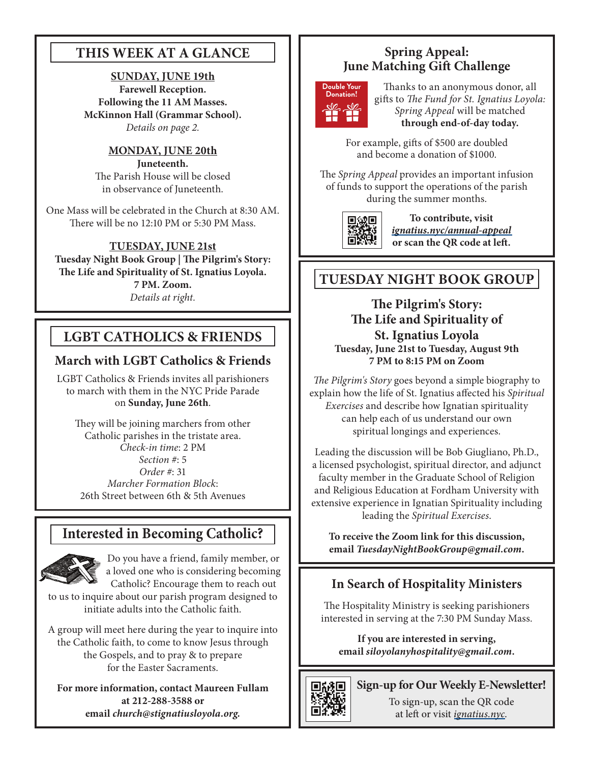## THIS WEEK AT A GLANCE

**SUNDAY, JUNE 19th**
**Farewell Reception.**
**Following the 11 AM Masses.**
**McKinnon Hall (Grammar School).**
*Details on page 2.*

**MONDAY, JUNE 20th**
**Juneteenth.**
The Parish House will be closed in observance of Juneteenth.

One Mass will be celebrated in the Church at 8:30 AM. There will be no 12:10 PM or 5:30 PM Mass.

**TUESDAY, JUNE 21st**
**Tuesday Night Book Group | The Pilgrim's Story: The Life and Spirituality of St. Ignatius Loyola.**
**7 PM. Zoom.**
*Details at right.*

## LGBT CATHOLICS & FRIENDS

### March with LGBT Catholics & Friends

LGBT Catholics & Friends invites all parishioners to march with them in the NYC Pride Parade on **Sunday, June 26th**.

They will be joining marchers from other Catholic parishes in the tristate area.
*Check-in time*: 2 PM
*Section #*: 5
*Order #*: 31
*Marcher Formation Block*:
26th Street between 6th & 5th Avenues

## Interested in Becoming Catholic?

Do you have a friend, family member, or a loved one who is considering becoming Catholic? Encourage them to reach out to us to inquire about our parish program designed to initiate adults into the Catholic faith.

A group will meet here during the year to inquire into the Catholic faith, to come to know Jesus through the Gospels, and to pray & to prepare for the Easter Sacraments.

**For more information, contact Maureen Fullam at 212-288-3588 or email *church@stignatiusloyola.org.***

## Spring Appeal: June Matching Gift Challenge

Double Your Donation!

Thanks to an anonymous donor, all gifts to *The Fund for St. Ignatius Loyola: Spring Appeal* will be matched **through end-of-day today.**

For example, gifts of $500 are doubled and become a donation of $1000.

The *Spring Appeal* provides an important infusion of funds to support the operations of the parish during the summer months.

**To contribute, visit *ignatius.nyc/annual-appeal* or scan the QR code at left.**

## TUESDAY NIGHT BOOK GROUP

### The Pilgrim's Story: The Life and Spirituality of St. Ignatius Loyola

**Tuesday, June 21st to Tuesday, August 9th**
**7 PM to 8:15 PM on Zoom**

*The Pilgrim's Story* goes beyond a simple biography to explain how the life of St. Ignatius affected his *Spiritual Exercises* and describe how Ignatian spirituality can help each of us understand our own spiritual longings and experiences.

Leading the discussion will be Bob Giugliano, Ph.D., a licensed psychologist, spiritual director, and adjunct faculty member in the Graduate School of Religion and Religious Education at Fordham University with extensive experience in Ignatian Spirituality including leading the *Spiritual Exercises*.

**To receive the Zoom link for this discussion, email *TuesdayNightBookGroup@gmail.com*.**

## In Search of Hospitality Ministers

The Hospitality Ministry is seeking parishioners interested in serving at the 7:30 PM Sunday Mass.

**If you are interested in serving, email *siloyolanyhospitality@gmail.com*.**

## Sign-up for Our Weekly E-Newsletter!

To sign-up, scan the QR code at left or visit *ignatius.nyc.*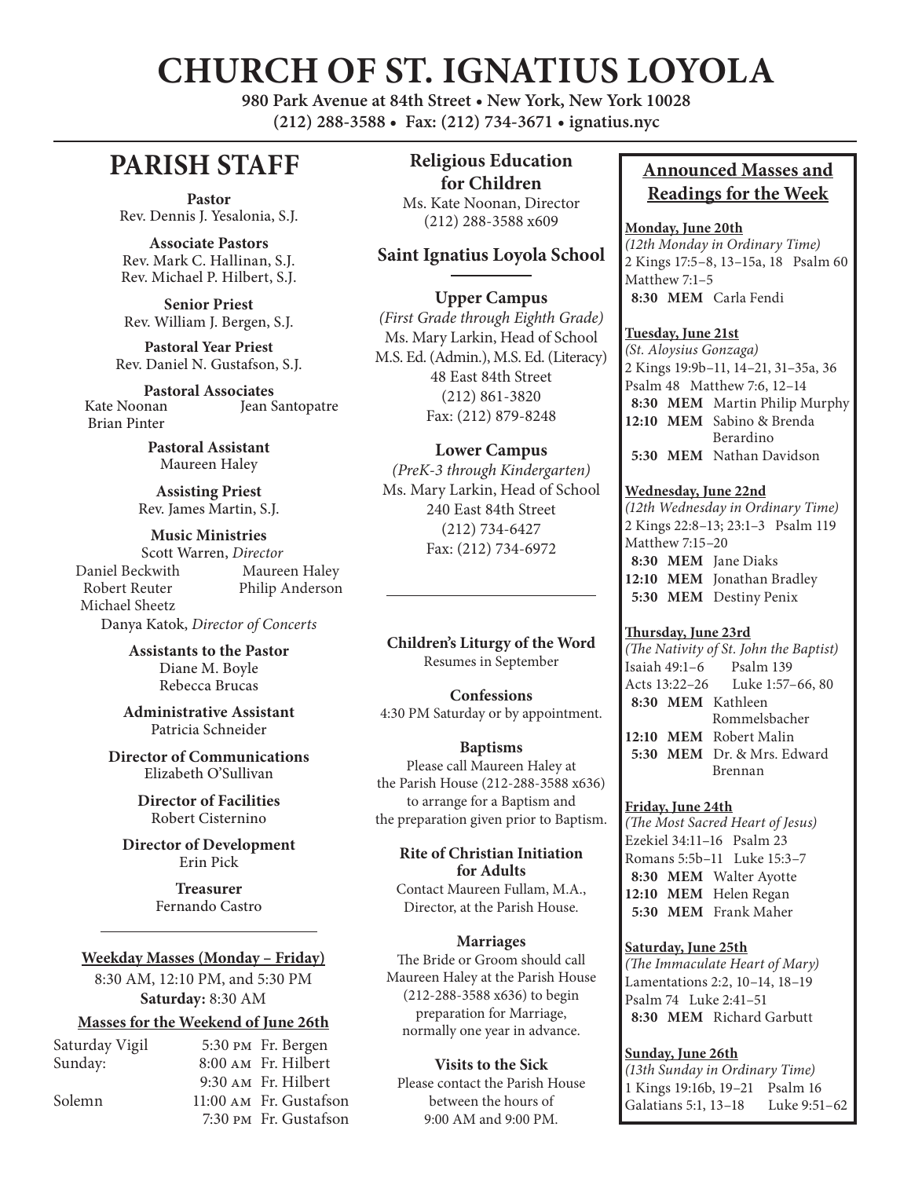# CHURCH OF ST. IGNATIUS LOYOLA

**980 Park Avenue at 84th Street • New York, New York 10028**
**(212) 288-3588 • Fax: (212) 734-3671 • ignatius.nyc**

## PARISH STAFF

**Pastor**
Rev. Dennis J. Yesalonia, S.J.

**Associate Pastors**
Rev. Mark C. Hallinan, S.J.
Rev. Michael P. Hilbert, S.J.

**Senior Priest**
Rev. William J. Bergen, S.J.

**Pastoral Year Priest**
Rev. Daniel N. Gustafson, S.J.

**Pastoral Associates**
Kate Noonan
Jean Santopatre
Brian Pinter

**Pastoral Assistant**
Maureen Haley

**Assisting Priest**
Rev. James Martin, S.J.

**Music Ministries**
Scott Warren, *Director*
Daniel Beckwith
Maureen Haley
Robert Reuter
Philip Anderson
Michael Sheetz
Danya Katok, *Director of Concerts*

**Assistants to the Pastor**
Diane M. Boyle
Rebecca Brucas

**Administrative Assistant**
Patricia Schneider

**Director of Communications**
Elizabeth O'Sullivan

**Director of Facilities**
Robert Cisternino

**Director of Development**
Erin Pick

**Treasurer**
Fernando Castro

**Weekday Masses (Monday – Friday)**
8:30 AM, 12:10 PM, and 5:30 PM
**Saturday:** 8:30 AM

**Masses for the Weekend of June 26th**

| | | |
|---|---|---|
| Saturday Vigil | 5:30 PM | Fr. Bergen |
| Sunday: | 8:00 AM | Fr. Hilbert |
| | 9:30 AM | Fr. Hilbert |
| Solemn | 11:00 AM | Fr. Gustafson |
| | 7:30 PM | Fr. Gustafson |

### Religious Education for Children

Ms. Kate Noonan, Director
(212) 288-3588 x609

### Saint Ignatius Loyola School

**Upper Campus**
*(First Grade through Eighth Grade)*
Ms. Mary Larkin, Head of School
M.S. Ed. (Admin.), M.S. Ed. (Literacy)
48 East 84th Street
(212) 861-3820
Fax: (212) 879-8248

**Lower Campus**
*(PreK-3 through Kindergarten)*
Ms. Mary Larkin, Head of School
240 East 84th Street
(212) 734-6427
Fax: (212) 734-6972

**Children's Liturgy of the Word**
Resumes in September

**Confessions**
4:30 PM Saturday or by appointment.

**Baptisms**
Please call Maureen Haley at the Parish House (212-288-3588 x636) to arrange for a Baptism and the preparation given prior to Baptism.

**Rite of Christian Initiation for Adults**
Contact Maureen Fullam, M.A., Director, at the Parish House.

**Marriages**
The Bride or Groom should call Maureen Haley at the Parish House (212-288-3588 x636) to begin preparation for Marriage, normally one year in advance.

**Visits to the Sick**
Please contact the Parish House between the hours of 9:00 AM and 9:00 PM.

### Announced Masses and Readings for the Week

**Monday, June 20th**
*(12th Monday in Ordinary Time)*
2 Kings 17:5–8, 13–15a, 18 Psalm 60
Matthew 7:1–5
**8:30 MEM** Carla Fendi

**Tuesday, June 21st**
*(St. Aloysius Gonzaga)*
2 Kings 19:9b–11, 14–21, 31–35a, 36
Psalm 48 Matthew 7:6, 12–14
**8:30 MEM** Martin Philip Murphy
**12:10 MEM** Sabino & Brenda Berardino
**5:30 MEM** Nathan Davidson

**Wednesday, June 22nd**
*(12th Wednesday in Ordinary Time)*
2 Kings 22:8–13; 23:1–3 Psalm 119
Matthew 7:15–20
**8:30 MEM** Jane Diaks
**12:10 MEM** Jonathan Bradley
**5:30 MEM** Destiny Penix

**Thursday, June 23rd**
*(The Nativity of St. John the Baptist)*
Isaiah 49:1–6 Psalm 139
Acts 13:22–26 Luke 1:57–66, 80
**8:30 MEM** Kathleen Rommelsbacher
**12:10 MEM** Robert Malin
**5:30 MEM** Dr. & Mrs. Edward Brennan

**Friday, June 24th**
*(The Most Sacred Heart of Jesus)*
Ezekiel 34:11–16 Psalm 23
Romans 5:5b–11 Luke 15:3–7
**8:30 MEM** Walter Ayotte
**12:10 MEM** Helen Regan
**5:30 MEM** Frank Maher

**Saturday, June 25th**
*(The Immaculate Heart of Mary)*
Lamentations 2:2, 10–14, 18–19
Psalm 74 Luke 2:41–51
**8:30 MEM** Richard Garbutt

**Sunday, June 26th**
*(13th Sunday in Ordinary Time)*
1 Kings 19:16b, 19–21 Psalm 16
Galatians 5:1, 13–18 Luke 9:51–62